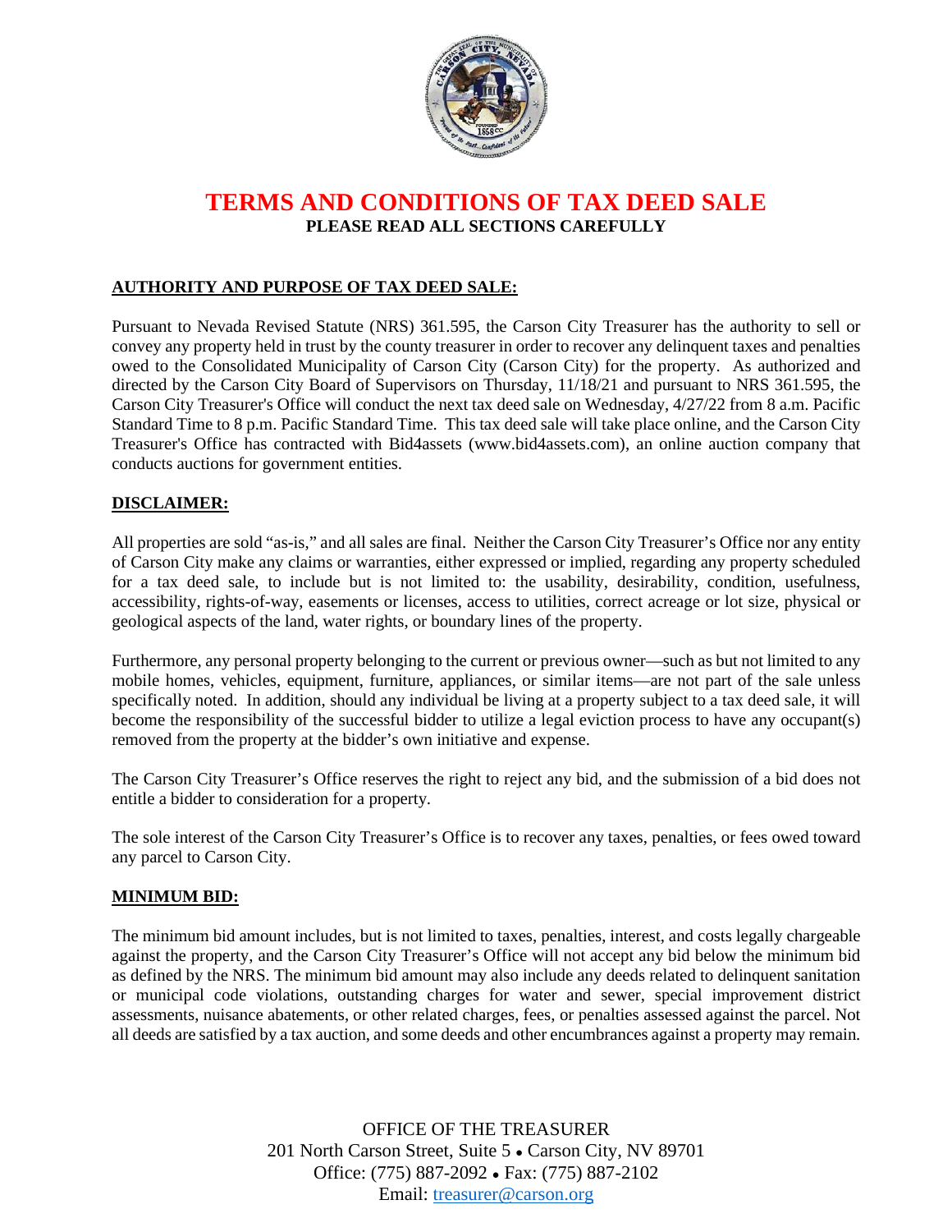# TERMS AND CONDITIONS OF TAX DEED SALE

**PLEASE READ ALL SECTIONS CAREFULLY**

## AUTHORITY AND PURPOSE OF TAX DEED SALE:

Pursuant to Nevada Revised Statute (NRS) 361.595, the Carson City Treasurer has the authority to sell or convey any property held in trust by the county treasurer in order to recover any delinquent taxes and penalties owed to the Consolidated Municipality of Carson City (Carson City) for the property. As authorized and directed by the Carson City Board of Supervisors on Thursday, 11/18/21 and pursuant to NRS 361.595, the Carson City Treasurer's Office will conduct the next tax deed sale on Wednesday, 4/27/22 from 8 a.m. Pacific Standard Time to 8 p.m. Pacific Standard Time. This tax deed sale will take place online, and the Carson City Treasurer's Office has contracted with Bid4assets (www.bid4assets.com), an online auction company that conducts auctions for government entities.

## DISCLAIMER:

All properties are sold "as-is," and all sales are final. Neither the Carson City Treasurer's Office nor any entity of Carson City make any claims or warranties, either expressed or implied, regarding any property scheduled for a tax deed sale, to include but is not limited to: the usability, desirability, condition, usefulness, accessibility, rights-of-way, easements or licenses, access to utilities, correct acreage or lot size, physical or geological aspects of the land, water rights, or boundary lines of the property.

Furthermore, any personal property belonging to the current or previous owner—such as but not limited to any mobile homes, vehicles, equipment, furniture, appliances, or similar items—are not part of the sale unless specifically noted. In addition, should any individual be living at a property subject to a tax deed sale, it will become the responsibility of the successful bidder to utilize a legal eviction process to have any occupant(s) removed from the property at the bidder's own initiative and expense.

The Carson City Treasurer's Office reserves the right to reject any bid, and the submission of a bid does not entitle a bidder to consideration for a property.

The sole interest of the Carson City Treasurer's Office is to recover any taxes, penalties, or fees owed toward any parcel to Carson City.

## MINIMUM BID:

The minimum bid amount includes, but is not limited to taxes, penalties, interest, and costs legally chargeable against the property, and the Carson City Treasurer's Office will not accept any bid below the minimum bid as defined by the NRS. The minimum bid amount may also include any deeds related to delinquent sanitation or municipal code violations, outstanding charges for water and sewer, special improvement district assessments, nuisance abatements, or other related charges, fees, or penalties assessed against the parcel. Not all deeds are satisfied by a tax auction, and some deeds and other encumbrances against a property may remain.

OFFICE OF THE TREASURER
201 North Carson Street, Suite 5 • Carson City, NV 89701
Office: (775) 887-2092 • Fax: (775) 887-2102
Email: treasurer@carson.org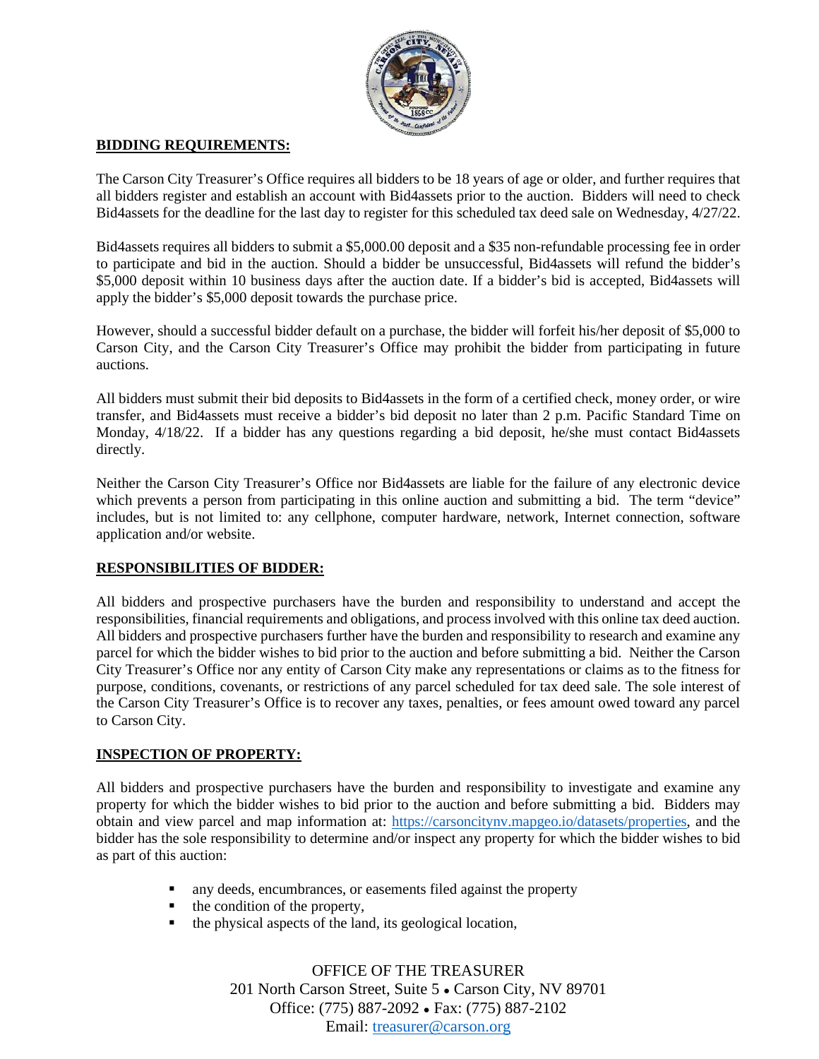## BIDDING REQUIREMENTS:

The Carson City Treasurer's Office requires all bidders to be 18 years of age or older, and further requires that all bidders register and establish an account with Bid4assets prior to the auction. Bidders will need to check Bid4assets for the deadline for the last day to register for this scheduled tax deed sale on Wednesday, 4/27/22.

Bid4assets requires all bidders to submit a $5,000.00 deposit and a $35 non-refundable processing fee in order to participate and bid in the auction. Should a bidder be unsuccessful, Bid4assets will refund the bidder's $5,000 deposit within 10 business days after the auction date. If a bidder's bid is accepted, Bid4assets will apply the bidder's $5,000 deposit towards the purchase price.

However, should a successful bidder default on a purchase, the bidder will forfeit his/her deposit of $5,000 to Carson City, and the Carson City Treasurer's Office may prohibit the bidder from participating in future auctions.

All bidders must submit their bid deposits to Bid4assets in the form of a certified check, money order, or wire transfer, and Bid4assets must receive a bidder's bid deposit no later than 2 p.m. Pacific Standard Time on Monday, 4/18/22. If a bidder has any questions regarding a bid deposit, he/she must contact Bid4assets directly.

Neither the Carson City Treasurer's Office nor Bid4assets are liable for the failure of any electronic device which prevents a person from participating in this online auction and submitting a bid. The term "device" includes, but is not limited to: any cellphone, computer hardware, network, Internet connection, software application and/or website.

## RESPONSIBILITIES OF BIDDER:

All bidders and prospective purchasers have the burden and responsibility to understand and accept the responsibilities, financial requirements and obligations, and process involved with this online tax deed auction. All bidders and prospective purchasers further have the burden and responsibility to research and examine any parcel for which the bidder wishes to bid prior to the auction and before submitting a bid. Neither the Carson City Treasurer's Office nor any entity of Carson City make any representations or claims as to the fitness for purpose, conditions, covenants, or restrictions of any parcel scheduled for tax deed sale. The sole interest of the Carson City Treasurer's Office is to recover any taxes, penalties, or fees amount owed toward any parcel to Carson City.

## INSPECTION OF PROPERTY:

All bidders and prospective purchasers have the burden and responsibility to investigate and examine any property for which the bidder wishes to bid prior to the auction and before submitting a bid. Bidders may obtain and view parcel and map information at: https://carsoncitynv.mapgeo.io/datasets/properties, and the bidder has the sole responsibility to determine and/or inspect any property for which the bidder wishes to bid as part of this auction:

- any deeds, encumbrances, or easements filed against the property
- the condition of the property,
- the physical aspects of the land, its geological location,

OFFICE OF THE TREASURER
201 North Carson Street, Suite 5 • Carson City, NV 89701
Office: (775) 887-2092 • Fax: (775) 887-2102
Email: treasurer@carson.org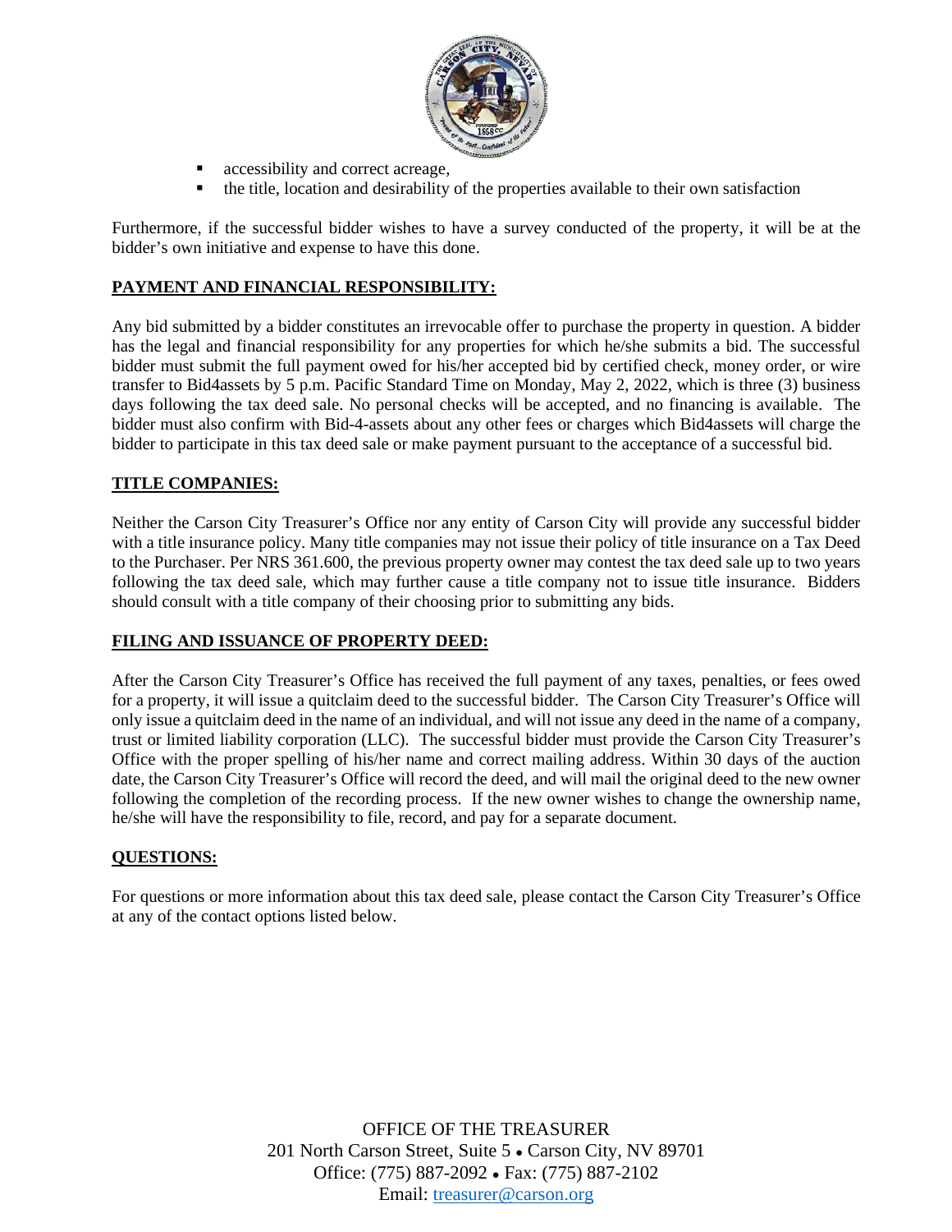- accessibility and correct acreage,
- the title, location and desirability of the properties available to their own satisfaction

Furthermore, if the successful bidder wishes to have a survey conducted of the property, it will be at the bidder's own initiative and expense to have this done.

## PAYMENT AND FINANCIAL RESPONSIBILITY:

Any bid submitted by a bidder constitutes an irrevocable offer to purchase the property in question. A bidder has the legal and financial responsibility for any properties for which he/she submits a bid. The successful bidder must submit the full payment owed for his/her accepted bid by certified check, money order, or wire transfer to Bid4assets by 5 p.m. Pacific Standard Time on Monday, May 2, 2022, which is three (3) business days following the tax deed sale. No personal checks will be accepted, and no financing is available. The bidder must also confirm with Bid-4-assets about any other fees or charges which Bid4assets will charge the bidder to participate in this tax deed sale or make payment pursuant to the acceptance of a successful bid.

## TITLE COMPANIES:

Neither the Carson City Treasurer's Office nor any entity of Carson City will provide any successful bidder with a title insurance policy. Many title companies may not issue their policy of title insurance on a Tax Deed to the Purchaser. Per NRS 361.600, the previous property owner may contest the tax deed sale up to two years following the tax deed sale, which may further cause a title company not to issue title insurance. Bidders should consult with a title company of their choosing prior to submitting any bids.

## FILING AND ISSUANCE OF PROPERTY DEED:

After the Carson City Treasurer's Office has received the full payment of any taxes, penalties, or fees owed for a property, it will issue a quitclaim deed to the successful bidder. The Carson City Treasurer's Office will only issue a quitclaim deed in the name of an individual, and will not issue any deed in the name of a company, trust or limited liability corporation (LLC). The successful bidder must provide the Carson City Treasurer's Office with the proper spelling of his/her name and correct mailing address. Within 30 days of the auction date, the Carson City Treasurer's Office will record the deed, and will mail the original deed to the new owner following the completion of the recording process. If the new owner wishes to change the ownership name, he/she will have the responsibility to file, record, and pay for a separate document.

## QUESTIONS:

For questions or more information about this tax deed sale, please contact the Carson City Treasurer's Office at any of the contact options listed below.

OFFICE OF THE TREASURER
201 North Carson Street, Suite 5 • Carson City, NV 89701
Office: (775) 887-2092 • Fax: (775) 887-2102
Email: treasurer@carson.org